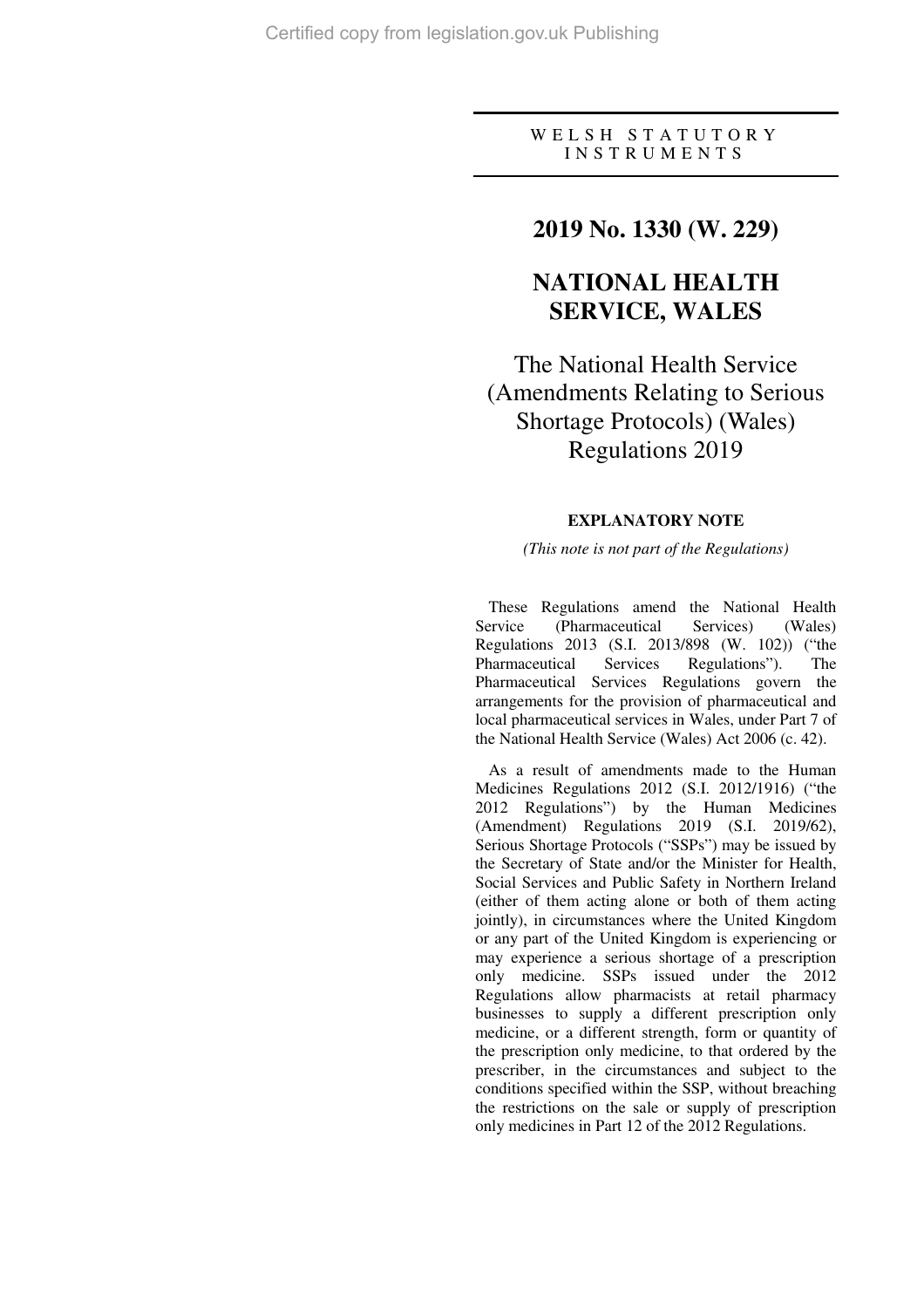WELSH STATUTORY INSTRUMENTS

# 2019 No. 1330 (W. 229)

# NATIONAL HEALTH SERVICE, WALES

## The National Health Service (Amendments Relating to Serious Shortage Protocols) (Wales) Regulations 2019

### EXPLANATORY NOTE

*(This note is not part of the Regulations)*

These Regulations amend the National Health Service (Pharmaceutical Services) (Wales) Regulations 2013 (S.I. 2013/898 (W. 102)) ("the Pharmaceutical Services Regulations"). The Pharmaceutical Services Regulations govern the arrangements for the provision of pharmaceutical and local pharmaceutical services in Wales, under Part 7 of the National Health Service (Wales) Act 2006 (c. 42).

As a result of amendments made to the Human Medicines Regulations 2012 (S.I. 2012/1916) ("the 2012 Regulations") by the Human Medicines (Amendment) Regulations 2019 (S.I. 2019/62), Serious Shortage Protocols ("SSPs") may be issued by the Secretary of State and/or the Minister for Health, Social Services and Public Safety in Northern Ireland (either of them acting alone or both of them acting jointly), in circumstances where the United Kingdom or any part of the United Kingdom is experiencing or may experience a serious shortage of a prescription only medicine. SSPs issued under the 2012 Regulations allow pharmacists at retail pharmacy businesses to supply a different prescription only medicine, or a different strength, form or quantity of the prescription only medicine, to that ordered by the prescriber, in the circumstances and subject to the conditions specified within the SSP, without breaching the restrictions on the sale or supply of prescription only medicines in Part 12 of the 2012 Regulations.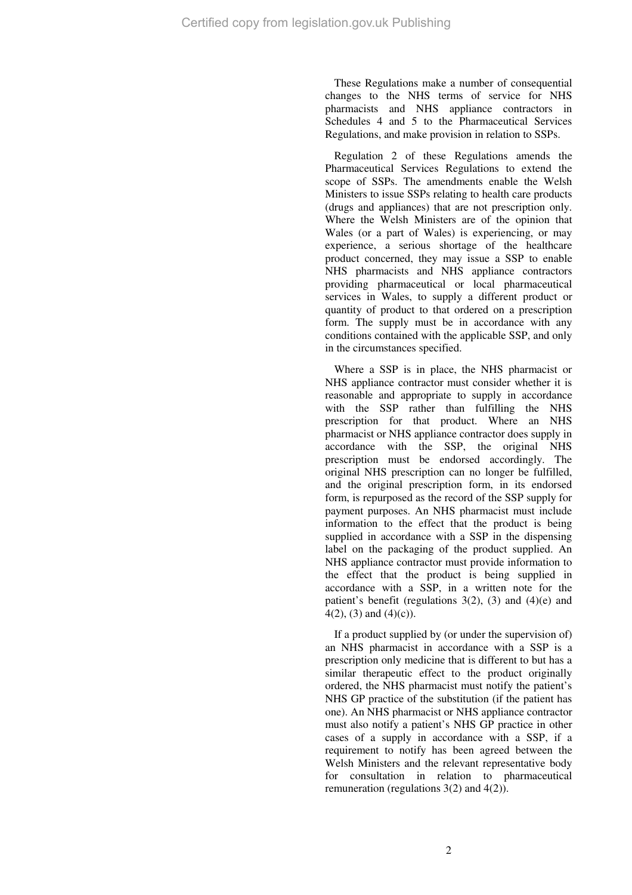These Regulations make a number of consequential changes to the NHS terms of service for NHS pharmacists and NHS appliance contractors in Schedules 4 and 5 to the Pharmaceutical Services Regulations, and make provision in relation to SSPs.

Regulation 2 of these Regulations amends the Pharmaceutical Services Regulations to extend the scope of SSPs. The amendments enable the Welsh Ministers to issue SSPs relating to health care products (drugs and appliances) that are not prescription only. Where the Welsh Ministers are of the opinion that Wales (or a part of Wales) is experiencing, or may experience, a serious shortage of the healthcare product concerned, they may issue a SSP to enable NHS pharmacists and NHS appliance contractors providing pharmaceutical or local pharmaceutical services in Wales, to supply a different product or quantity of product to that ordered on a prescription form. The supply must be in accordance with any conditions contained with the applicable SSP, and only in the circumstances specified.

Where a SSP is in place, the NHS pharmacist or NHS appliance contractor must consider whether it is reasonable and appropriate to supply in accordance with the SSP rather than fulfilling the NHS prescription for that product. Where an NHS pharmacist or NHS appliance contractor does supply in accordance with the SSP, the original NHS prescription must be endorsed accordingly. The original NHS prescription can no longer be fulfilled, and the original prescription form, in its endorsed form, is repurposed as the record of the SSP supply for payment purposes. An NHS pharmacist must include information to the effect that the product is being supplied in accordance with a SSP in the dispensing label on the packaging of the product supplied. An NHS appliance contractor must provide information to the effect that the product is being supplied in accordance with a SSP, in a written note for the patient's benefit (regulations 3(2), (3) and (4)(e) and 4(2), (3) and (4)(c)).

If a product supplied by (or under the supervision of) an NHS pharmacist in accordance with a SSP is a prescription only medicine that is different to but has a similar therapeutic effect to the product originally ordered, the NHS pharmacist must notify the patient's NHS GP practice of the substitution (if the patient has one). An NHS pharmacist or NHS appliance contractor must also notify a patient's NHS GP practice in other cases of a supply in accordance with a SSP, if a requirement to notify has been agreed between the Welsh Ministers and the relevant representative body for consultation in relation to pharmaceutical remuneration (regulations 3(2) and 4(2)).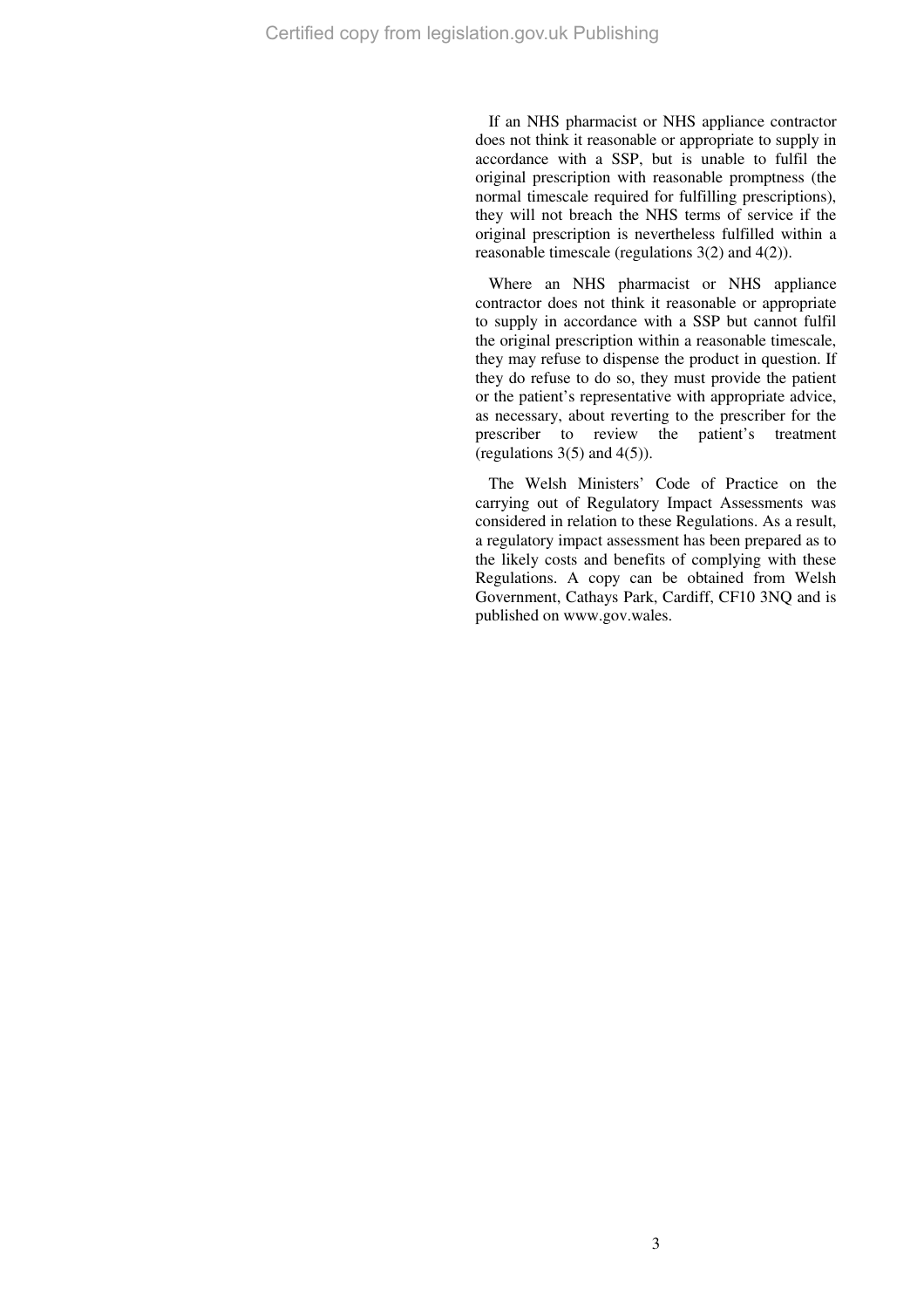If an NHS pharmacist or NHS appliance contractor does not think it reasonable or appropriate to supply in accordance with a SSP, but is unable to fulfil the original prescription with reasonable promptness (the normal timescale required for fulfilling prescriptions), they will not breach the NHS terms of service if the original prescription is nevertheless fulfilled within a reasonable timescale (regulations 3(2) and 4(2)).

Where an NHS pharmacist or NHS appliance contractor does not think it reasonable or appropriate to supply in accordance with a SSP but cannot fulfil the original prescription within a reasonable timescale, they may refuse to dispense the product in question. If they do refuse to do so, they must provide the patient or the patient's representative with appropriate advice, as necessary, about reverting to the prescriber for the prescriber to review the patient's treatment (regulations 3(5) and 4(5)).

The Welsh Ministers' Code of Practice on the carrying out of Regulatory Impact Assessments was considered in relation to these Regulations. As a result, a regulatory impact assessment has been prepared as to the likely costs and benefits of complying with these Regulations. A copy can be obtained from Welsh Government, Cathays Park, Cardiff, CF10 3NQ and is published on www.gov.wales.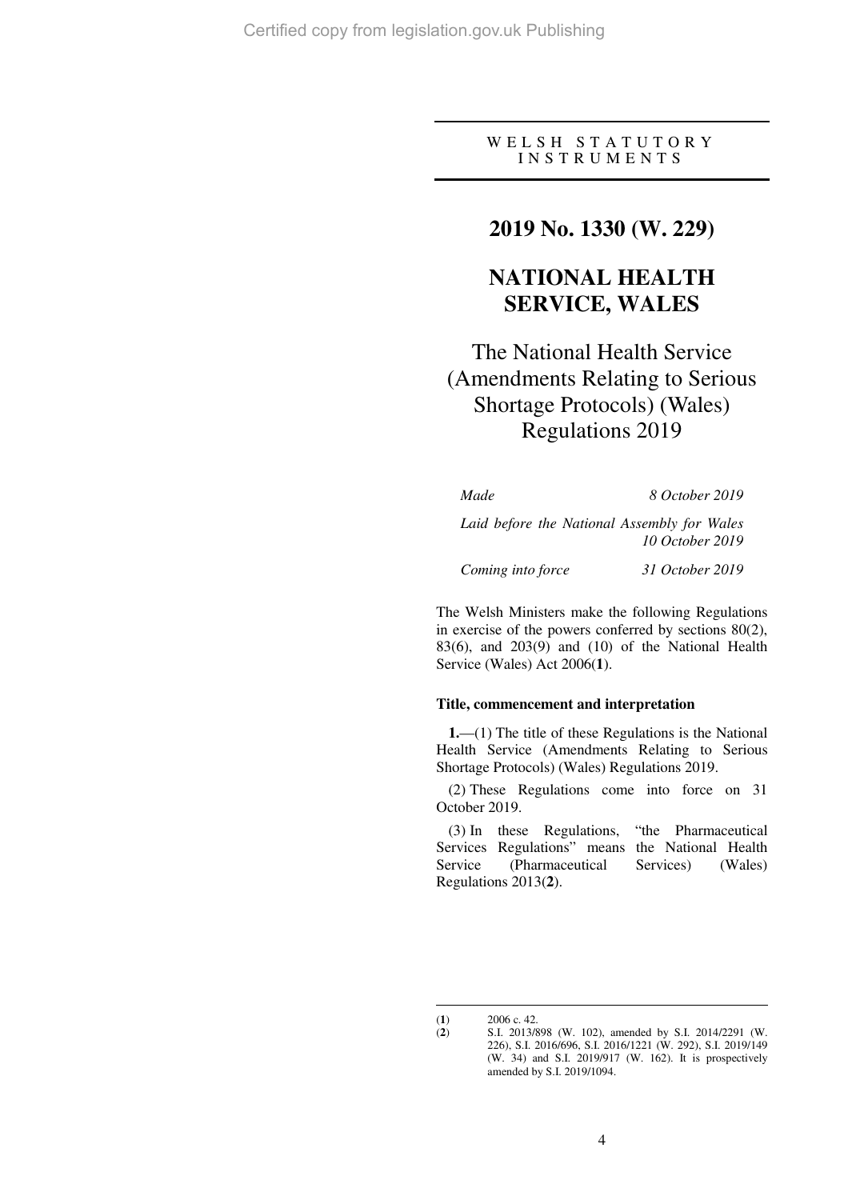WELSH STATUTORY INSTRUMENTS

# 2019 No. 1330 (W. 229)

# NATIONAL HEALTH SERVICE, WALES

## The National Health Service (Amendments Relating to Serious Shortage Protocols) (Wales) Regulations 2019

| | |
|---|---|
| *Made* | *8 October 2019* |
| *Laid before the National Assembly for Wales* | *10 October 2019* |
| *Coming into force* | *31 October 2019* |

The Welsh Ministers make the following Regulations in exercise of the powers conferred by sections 80(2), 83(6), and 203(9) and (10) of the National Health Service (Wales) Act 2006(**1**).

### Title, commencement and interpretation

**1.**—(1) The title of these Regulations is the National Health Service (Amendments Relating to Serious Shortage Protocols) (Wales) Regulations 2019.

(2) These Regulations come into force on 31 October 2019.

(3) In these Regulations, "the Pharmaceutical Services Regulations" means the National Health Service (Pharmaceutical Services) (Wales) Regulations 2013(**2**).

---

(**1**) 2006 c. 42.

(**2**) S.I. 2013/898 (W. 102), amended by S.I. 2014/2291 (W. 226), S.I. 2016/696, S.I. 2016/1221 (W. 292), S.I. 2019/149 (W. 34) and S.I. 2019/917 (W. 162). It is prospectively amended by S.I. 2019/1094.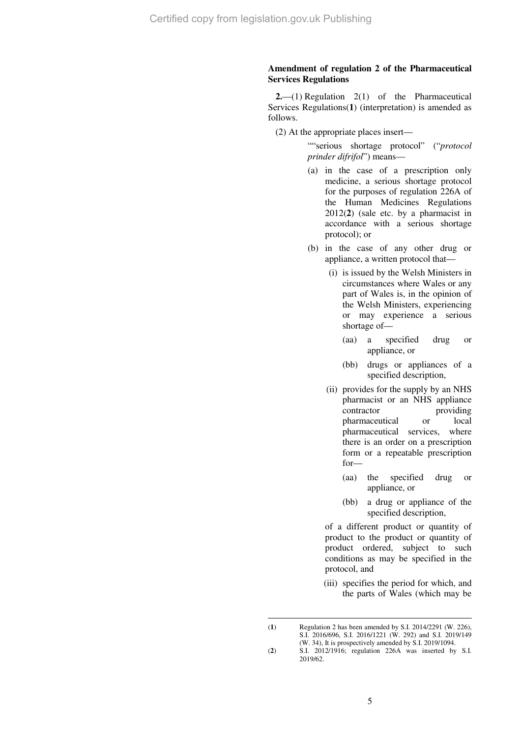## Amendment of regulation 2 of the Pharmaceutical Services Regulations

**2.**—(1) Regulation 2(1) of the Pharmaceutical Services Regulations([1]) (interpretation) is amended as follows.

(2) At the appropriate places insert—

““serious shortage protocol” (“*protocol prinder difrifol*”) means—

(a) in the case of a prescription only medicine, a serious shortage protocol for the purposes of regulation 226A of the Human Medicines Regulations 2012([2]) (sale etc. by a pharmacist in accordance with a serious shortage protocol); or

(b) in the case of any other drug or appliance, a written protocol that—

(i) is issued by the Welsh Ministers in circumstances where Wales or any part of Wales is, in the opinion of the Welsh Ministers, experiencing or may experience a serious shortage of—

(aa) a specified drug or appliance, or

(bb) drugs or appliances of a specified description,

(ii) provides for the supply by an NHS pharmacist or an NHS appliance contractor providing pharmaceutical or local pharmaceutical services, where there is an order on a prescription form or a repeatable prescription for—

(aa) the specified drug or appliance, or

(bb) a drug or appliance of the specified description,

of a different product or quantity of product to the product or quantity of product ordered, subject to such conditions as may be specified in the protocol, and

(iii) specifies the period for which, and the parts of Wales (which may be

---

([1]) Regulation 2 has been amended by S.I. 2014/2291 (W. 226), S.I. 2016/696, S.I. 2016/1221 (W. 292) and S.I. 2019/149 (W. 34), It is prospectively amended by S.I. 2019/1094.

([2]) S.I. 2012/1916; regulation 226A was inserted by S.I. 2019/62.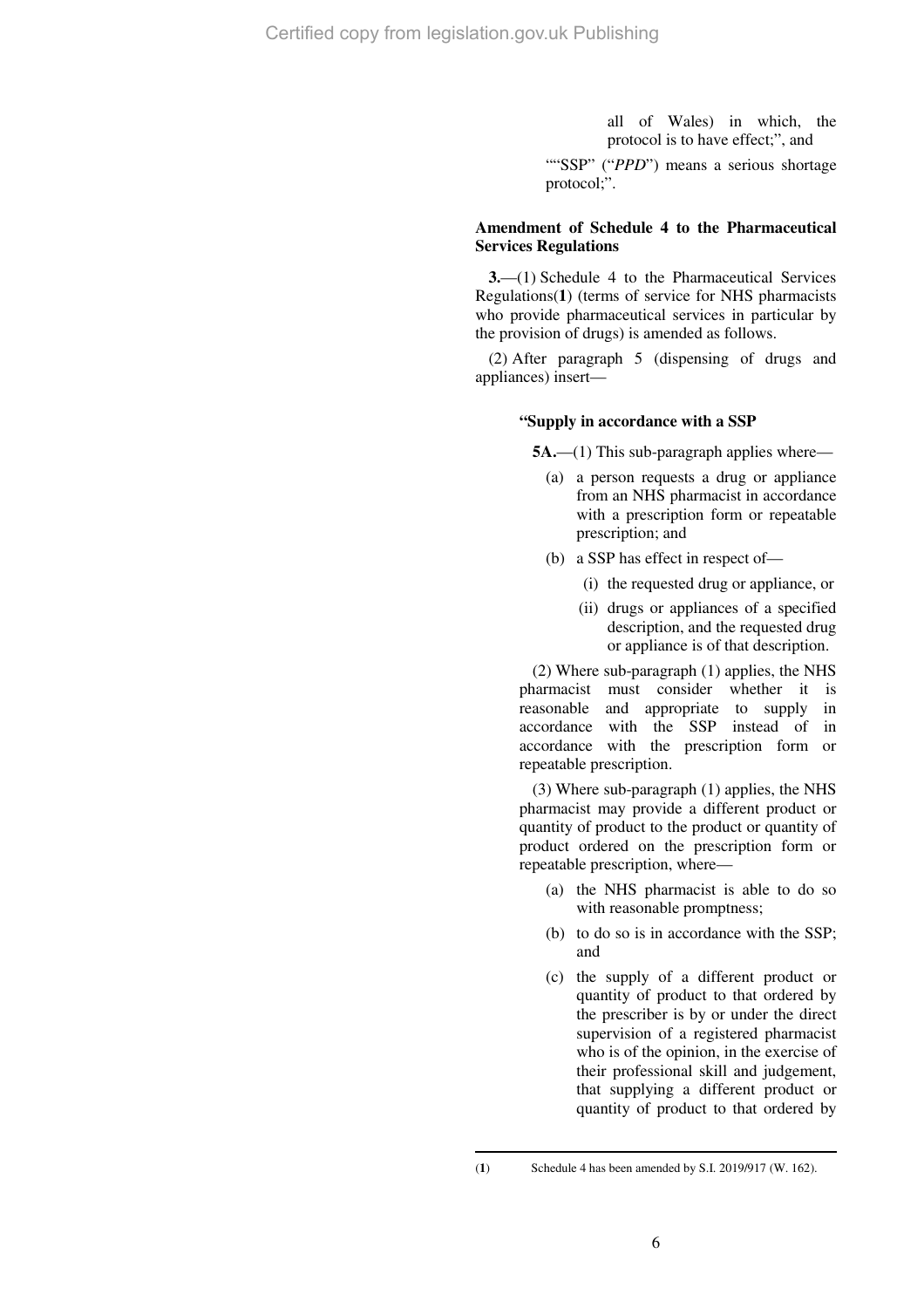all of Wales) in which, the protocol is to have effect;", and

""SSP" ("*PPD*") means a serious shortage protocol;".

**Amendment of Schedule 4 to the Pharmaceutical Services Regulations**

**3.**—(1) Schedule 4 to the Pharmaceutical Services Regulations([1]) (terms of service for NHS pharmacists who provide pharmaceutical services in particular by the provision of drugs) is amended as follows.

(2) After paragraph 5 (dispensing of drugs and appliances) insert—

**"Supply in accordance with a SSP**

**5A.**—(1) This sub-paragraph applies where—

(a) a person requests a drug or appliance from an NHS pharmacist in accordance with a prescription form or repeatable prescription; and

(b) a SSP has effect in respect of—

(i) the requested drug or appliance, or

(ii) drugs or appliances of a specified description, and the requested drug or appliance is of that description.

(2) Where sub-paragraph (1) applies, the NHS pharmacist must consider whether it is reasonable and appropriate to supply in accordance with the SSP instead of in accordance with the prescription form or repeatable prescription.

(3) Where sub-paragraph (1) applies, the NHS pharmacist may provide a different product or quantity of product to the product or quantity of product ordered on the prescription form or repeatable prescription, where—

(a) the NHS pharmacist is able to do so with reasonable promptness;

(b) to do so is in accordance with the SSP; and

(c) the supply of a different product or quantity of product to that ordered by the prescriber is by or under the direct supervision of a registered pharmacist who is of the opinion, in the exercise of their professional skill and judgement, that supplying a different product or quantity of product to that ordered by

---

([1]) Schedule 4 has been amended by S.I. 2019/917 (W. 162).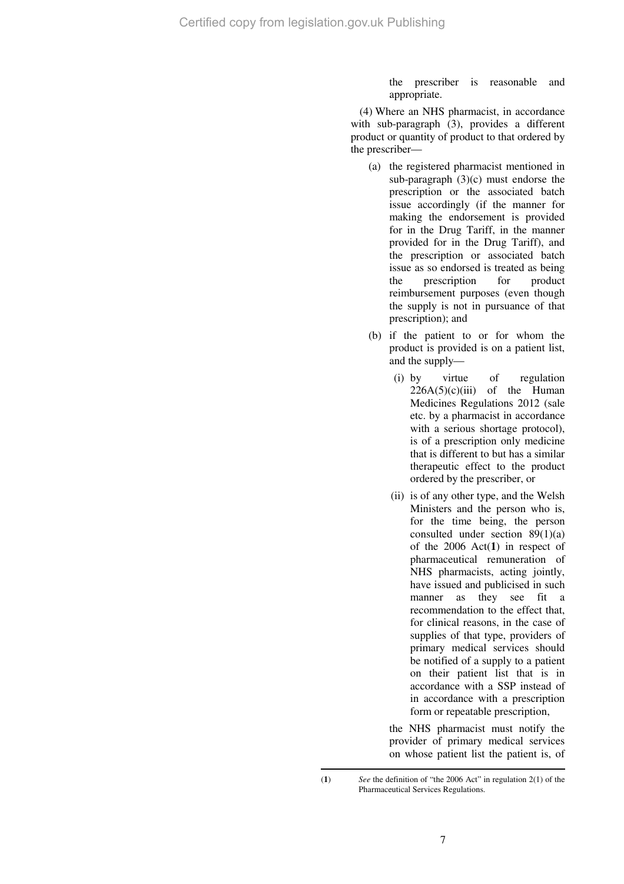the prescriber is reasonable and appropriate.

(4) Where an NHS pharmacist, in accordance with sub-paragraph (3), provides a different product or quantity of product to that ordered by the prescriber—

(a) the registered pharmacist mentioned in sub-paragraph (3)(c) must endorse the prescription or the associated batch issue accordingly (if the manner for making the endorsement is provided for in the Drug Tariff, in the manner provided for in the Drug Tariff), and the prescription or associated batch issue as so endorsed is treated as being the prescription for product reimbursement purposes (even though the supply is not in pursuance of that prescription); and

(b) if the patient to or for whom the product is provided is on a patient list, and the supply—

(i) by virtue of regulation 226A(5)(c)(iii) of the Human Medicines Regulations 2012 (sale etc. by a pharmacist in accordance with a serious shortage protocol), is of a prescription only medicine that is different to but has a similar therapeutic effect to the product ordered by the prescriber, or

(ii) is of any other type, and the Welsh Ministers and the person who is, for the time being, the person consulted under section 89(1)(a) of the 2006 Act(**1**) in respect of pharmaceutical remuneration of NHS pharmacists, acting jointly, have issued and publicised in such manner as they see fit a recommendation to the effect that, for clinical reasons, in the case of supplies of that type, providers of primary medical services should be notified of a supply to a patient on their patient list that is in accordance with a SSP instead of in accordance with a prescription form or repeatable prescription,

the NHS pharmacist must notify the provider of primary medical services on whose patient list the patient is, of

---

(**1**) *See* the definition of "the 2006 Act" in regulation 2(1) of the Pharmaceutical Services Regulations.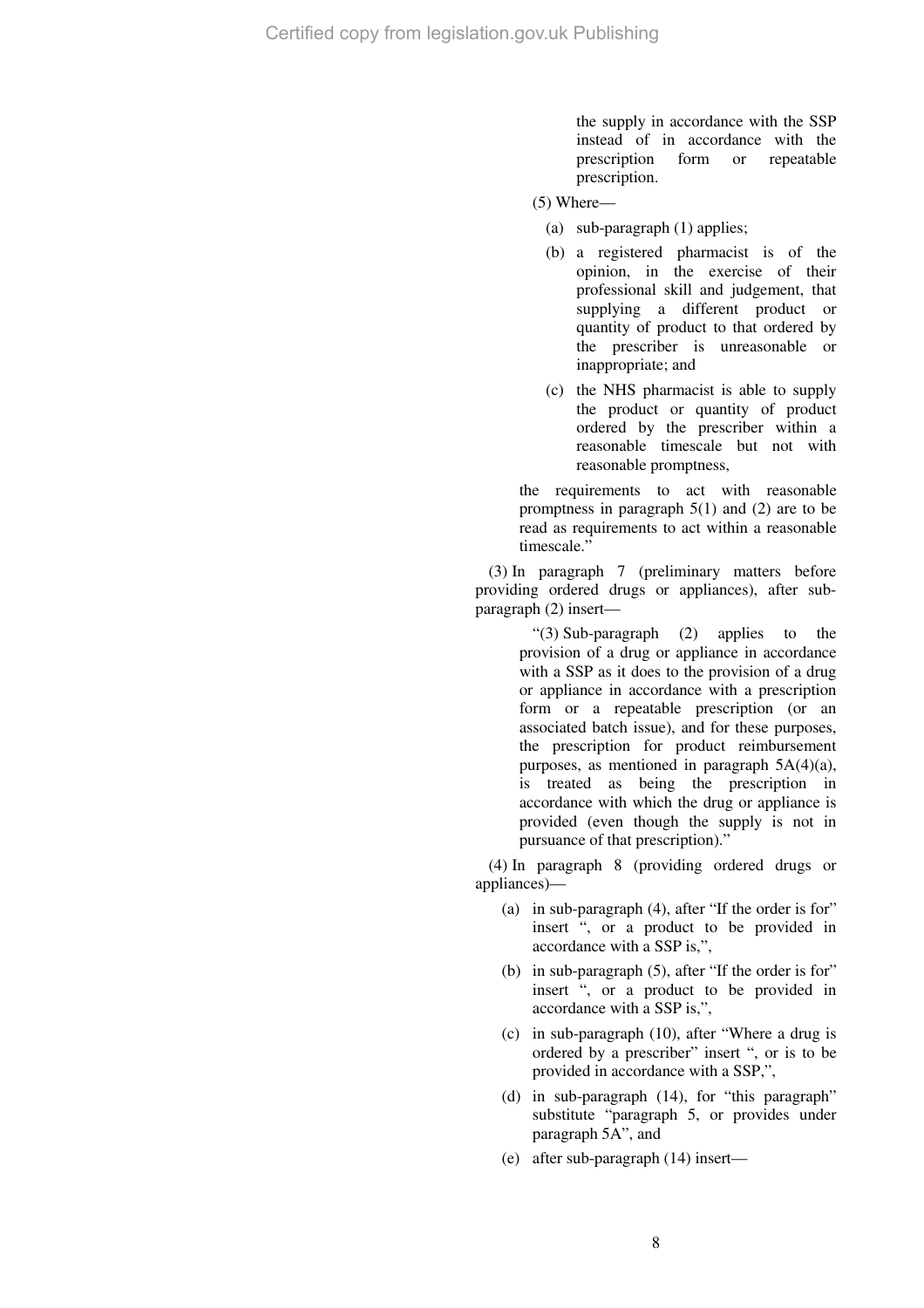the supply in accordance with the SSP instead of in accordance with the prescription form or repeatable prescription.

(5) Where—

(a) sub-paragraph (1) applies;

(b) a registered pharmacist is of the opinion, in the exercise of their professional skill and judgement, that supplying a different product or quantity of product to that ordered by the prescriber is unreasonable or inappropriate; and

(c) the NHS pharmacist is able to supply the product or quantity of product ordered by the prescriber within a reasonable timescale but not with reasonable promptness,

the requirements to act with reasonable promptness in paragraph 5(1) and (2) are to be read as requirements to act within a reasonable timescale."

(3) In paragraph 7 (preliminary matters before providing ordered drugs or appliances), after sub-paragraph (2) insert—

"(3) Sub-paragraph (2) applies to the provision of a drug or appliance in accordance with a SSP as it does to the provision of a drug or appliance in accordance with a prescription form or a repeatable prescription (or an associated batch issue), and for these purposes, the prescription for product reimbursement purposes, as mentioned in paragraph 5A(4)(a), is treated as being the prescription in accordance with which the drug or appliance is provided (even though the supply is not in pursuance of that prescription)."

(4) In paragraph 8 (providing ordered drugs or appliances)—

(a) in sub-paragraph (4), after "If the order is for" insert ", or a product to be provided in accordance with a SSP is,",

(b) in sub-paragraph (5), after "If the order is for" insert ", or a product to be provided in accordance with a SSP is,",

(c) in sub-paragraph (10), after "Where a drug is ordered by a prescriber" insert ", or is to be provided in accordance with a SSP,",

(d) in sub-paragraph (14), for "this paragraph" substitute "paragraph 5, or provides under paragraph 5A", and

(e) after sub-paragraph (14) insert—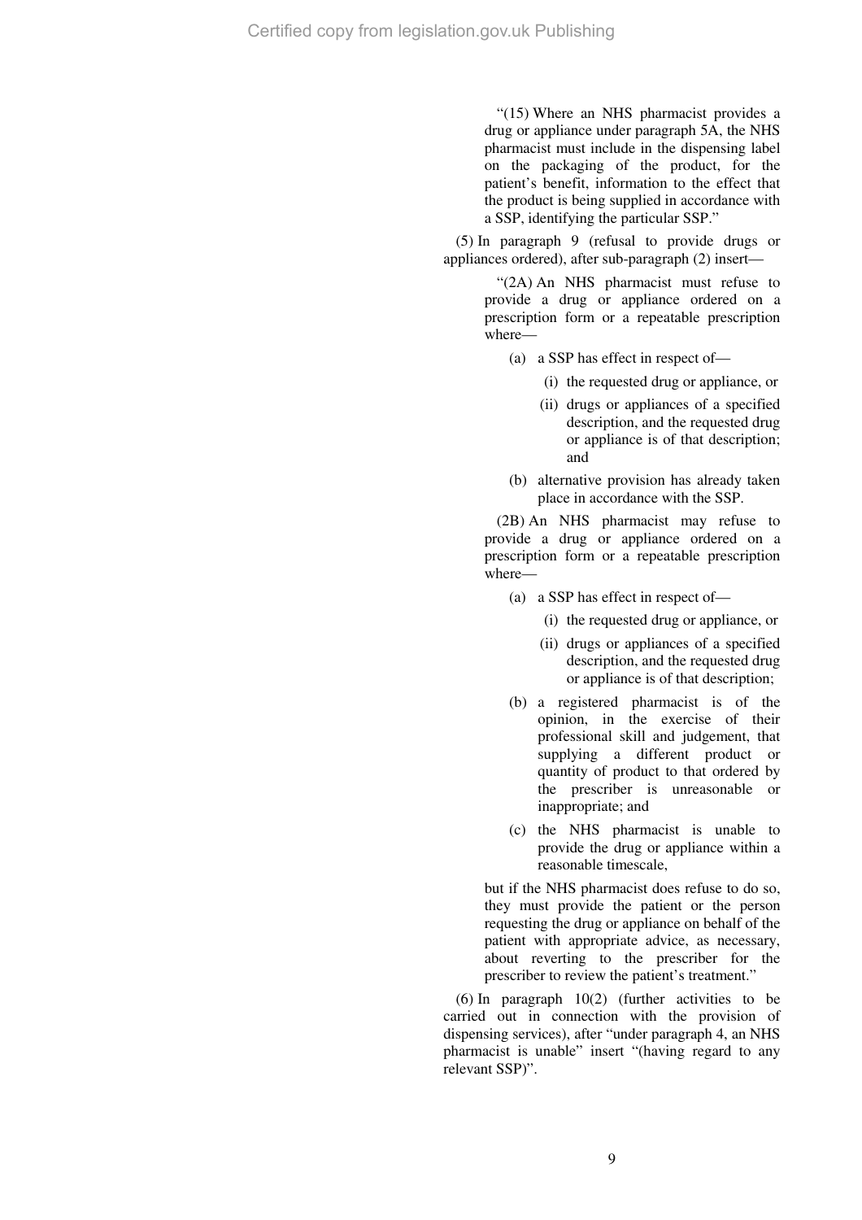"(15) Where an NHS pharmacist provides a drug or appliance under paragraph 5A, the NHS pharmacist must include in the dispensing label on the packaging of the product, for the patient's benefit, information to the effect that the product is being supplied in accordance with a SSP, identifying the particular SSP."

(5) In paragraph 9 (refusal to provide drugs or appliances ordered), after sub-paragraph (2) insert—

"(2A) An NHS pharmacist must refuse to provide a drug or appliance ordered on a prescription form or a repeatable prescription where—

- (a) a SSP has effect in respect of—
  - (i) the requested drug or appliance, or
  - (ii) drugs or appliances of a specified description, and the requested drug or appliance is of that description; and
- (b) alternative provision has already taken place in accordance with the SSP.

(2B) An NHS pharmacist may refuse to provide a drug or appliance ordered on a prescription form or a repeatable prescription where—

- (a) a SSP has effect in respect of—
  - (i) the requested drug or appliance, or
  - (ii) drugs or appliances of a specified description, and the requested drug or appliance is of that description;
- (b) a registered pharmacist is of the opinion, in the exercise of their professional skill and judgement, that supplying a different product or quantity of product to that ordered by the prescriber is unreasonable or inappropriate; and
- (c) the NHS pharmacist is unable to provide the drug or appliance within a reasonable timescale,

but if the NHS pharmacist does refuse to do so, they must provide the patient or the person requesting the drug or appliance on behalf of the patient with appropriate advice, as necessary, about reverting to the prescriber for the prescriber to review the patient's treatment."

(6) In paragraph 10(2) (further activities to be carried out in connection with the provision of dispensing services), after "under paragraph 4, an NHS pharmacist is unable" insert "(having regard to any relevant SSP)".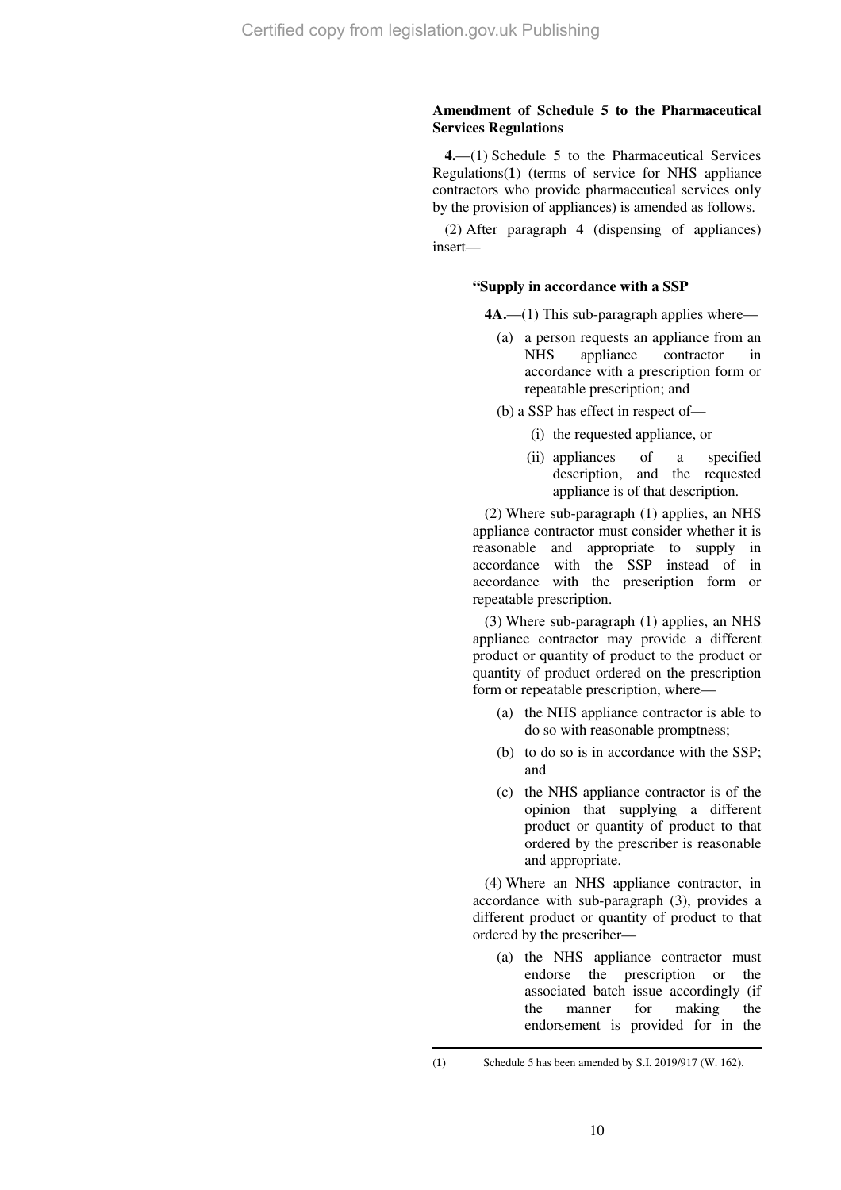**Amendment of Schedule 5 to the Pharmaceutical Services Regulations**

**4.**—(1) Schedule 5 to the Pharmaceutical Services Regulations([1]) (terms of service for NHS appliance contractors who provide pharmaceutical services only by the provision of appliances) is amended as follows.

(2) After paragraph 4 (dispensing of appliances) insert—

> **"Supply in accordance with a SSP**
>
> **4A.**—(1) This sub-paragraph applies where—
>
> (a) a person requests an appliance from an NHS appliance contractor in accordance with a prescription form or repeatable prescription; and
>
> (b) a SSP has effect in respect of—
>
> (i) the requested appliance, or
>
> (ii) appliances of a specified description, and the requested appliance is of that description.
>
> (2) Where sub-paragraph (1) applies, an NHS appliance contractor must consider whether it is reasonable and appropriate to supply in accordance with the SSP instead of in accordance with the prescription form or repeatable prescription.
>
> (3) Where sub-paragraph (1) applies, an NHS appliance contractor may provide a different product or quantity of product to the product or quantity of product ordered on the prescription form or repeatable prescription, where—
>
> (a) the NHS appliance contractor is able to do so with reasonable promptness;
>
> (b) to do so is in accordance with the SSP; and
>
> (c) the NHS appliance contractor is of the opinion that supplying a different product or quantity of product to that ordered by the prescriber is reasonable and appropriate.
>
> (4) Where an NHS appliance contractor, in accordance with sub-paragraph (3), provides a different product or quantity of product to that ordered by the prescriber—
>
> (a) the NHS appliance contractor must endorse the prescription or the associated batch issue accordingly (if the manner for making the endorsement is provided for in the

---

([1]) Schedule 5 has been amended by S.I. 2019/917 (W. 162).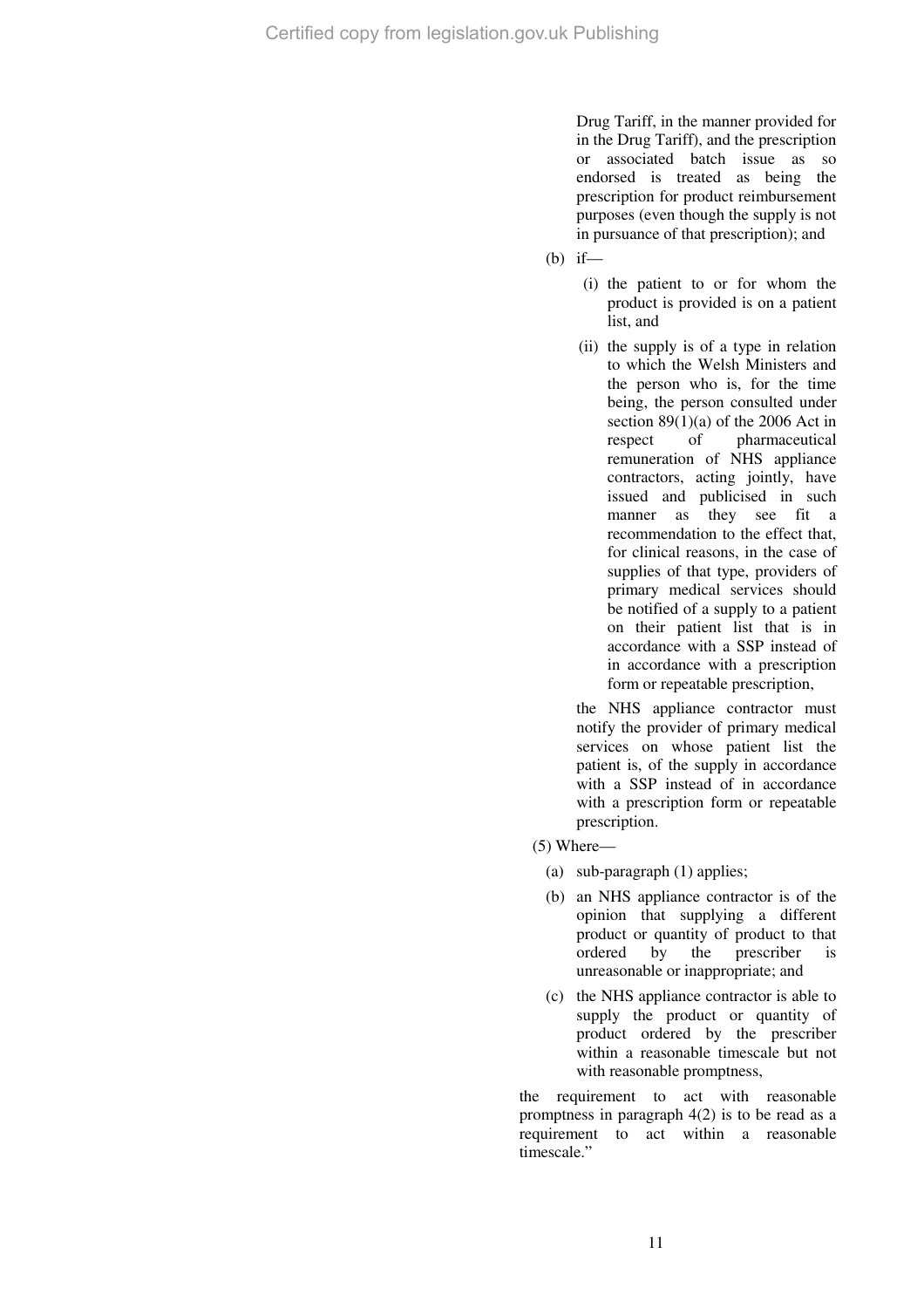Drug Tariff, in the manner provided for in the Drug Tariff), and the prescription or associated batch issue as so endorsed is treated as being the prescription for product reimbursement purposes (even though the supply is not in pursuance of that prescription); and

(b) if—

(i) the patient to or for whom the product is provided is on a patient list, and

(ii) the supply is of a type in relation to which the Welsh Ministers and the person who is, for the time being, the person consulted under section 89(1)(a) of the 2006 Act in respect of pharmaceutical remuneration of NHS appliance contractors, acting jointly, have issued and publicised in such manner as they see fit a recommendation to the effect that, for clinical reasons, in the case of supplies of that type, providers of primary medical services should be notified of a supply to a patient on their patient list that is in accordance with a SSP instead of in accordance with a prescription form or repeatable prescription,

the NHS appliance contractor must notify the provider of primary medical services on whose patient list the patient is, of the supply in accordance with a SSP instead of in accordance with a prescription form or repeatable prescription.

(5) Where—

(a) sub-paragraph (1) applies;

(b) an NHS appliance contractor is of the opinion that supplying a different product or quantity of product to that ordered by the prescriber is unreasonable or inappropriate; and

(c) the NHS appliance contractor is able to supply the product or quantity of product ordered by the prescriber within a reasonable timescale but not with reasonable promptness,

the requirement to act with reasonable promptness in paragraph 4(2) is to be read as a requirement to act within a reasonable timescale."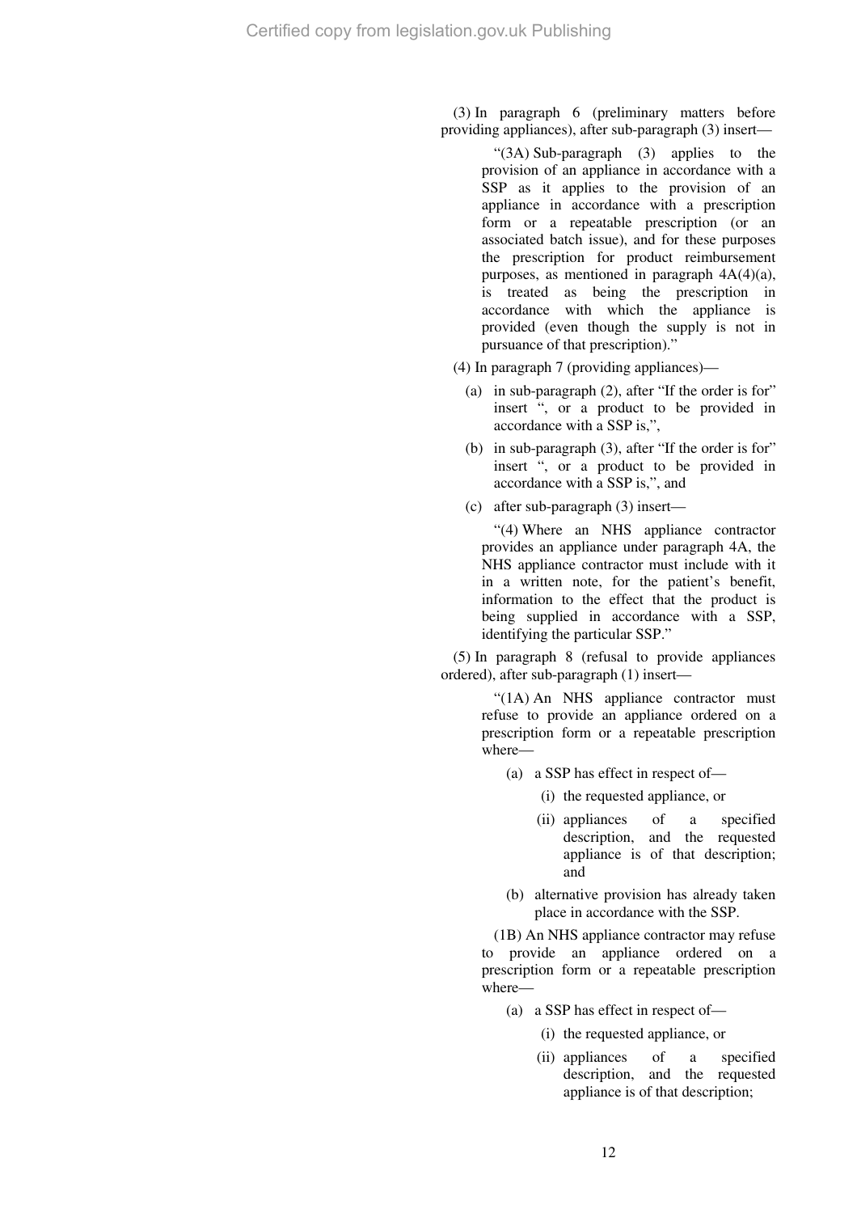(3) In paragraph 6 (preliminary matters before providing appliances), after sub-paragraph (3) insert—

> "(3A) Sub-paragraph (3) applies to the provision of an appliance in accordance with a SSP as it applies to the provision of an appliance in accordance with a prescription form or a repeatable prescription (or an associated batch issue), and for these purposes the prescription for product reimbursement purposes, as mentioned in paragraph 4A(4)(a), is treated as being the prescription in accordance with which the appliance is provided (even though the supply is not in pursuance of that prescription)."

(4) In paragraph 7 (providing appliances)—

(a) in sub-paragraph (2), after "If the order is for" insert ", or a product to be provided in accordance with a SSP is,",

(b) in sub-paragraph (3), after "If the order is for" insert ", or a product to be provided in accordance with a SSP is,", and

(c) after sub-paragraph (3) insert—

> "(4) Where an NHS appliance contractor provides an appliance under paragraph 4A, the NHS appliance contractor must include with it in a written note, for the patient's benefit, information to the effect that the product is being supplied in accordance with a SSP, identifying the particular SSP."

(5) In paragraph 8 (refusal to provide appliances ordered), after sub-paragraph (1) insert—

> "(1A) An NHS appliance contractor must refuse to provide an appliance ordered on a prescription form or a repeatable prescription where—
>
> (a) a SSP has effect in respect of—
>
> (i) the requested appliance, or
>
> (ii) appliances of a specified description, and the requested appliance is of that description; and
>
> (b) alternative provision has already taken place in accordance with the SSP.
>
> (1B) An NHS appliance contractor may refuse to provide an appliance ordered on a prescription form or a repeatable prescription where—
>
> (a) a SSP has effect in respect of—
>
> (i) the requested appliance, or
>
> (ii) appliances of a specified description, and the requested appliance is of that description;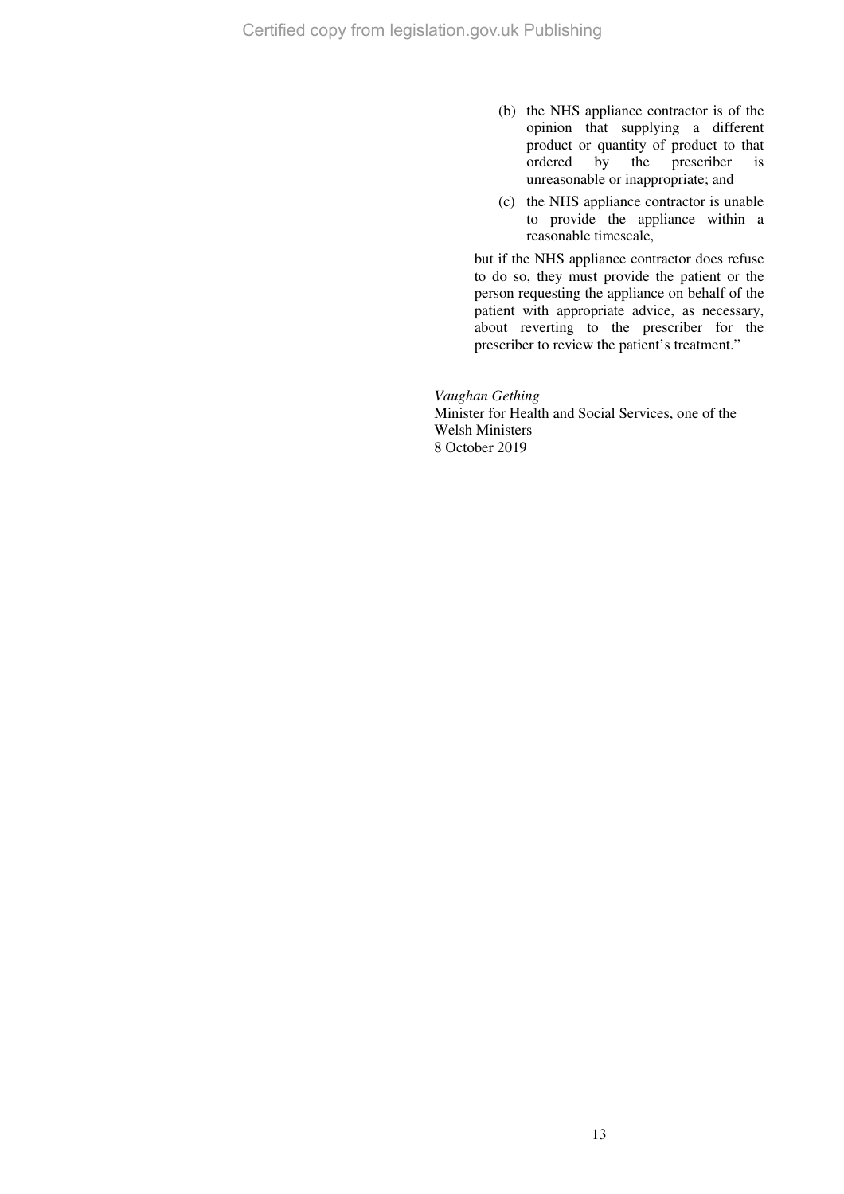(b) the NHS appliance contractor is of the opinion that supplying a different product or quantity of product to that ordered by the prescriber is unreasonable or inappropriate; and

(c) the NHS appliance contractor is unable to provide the appliance within a reasonable timescale,

but if the NHS appliance contractor does refuse to do so, they must provide the patient or the person requesting the appliance on behalf of the patient with appropriate advice, as necessary, about reverting to the prescriber for the prescriber to review the patient's treatment."

*Vaughan Gething*
Minister for Health and Social Services, one of the Welsh Ministers
8 October 2019